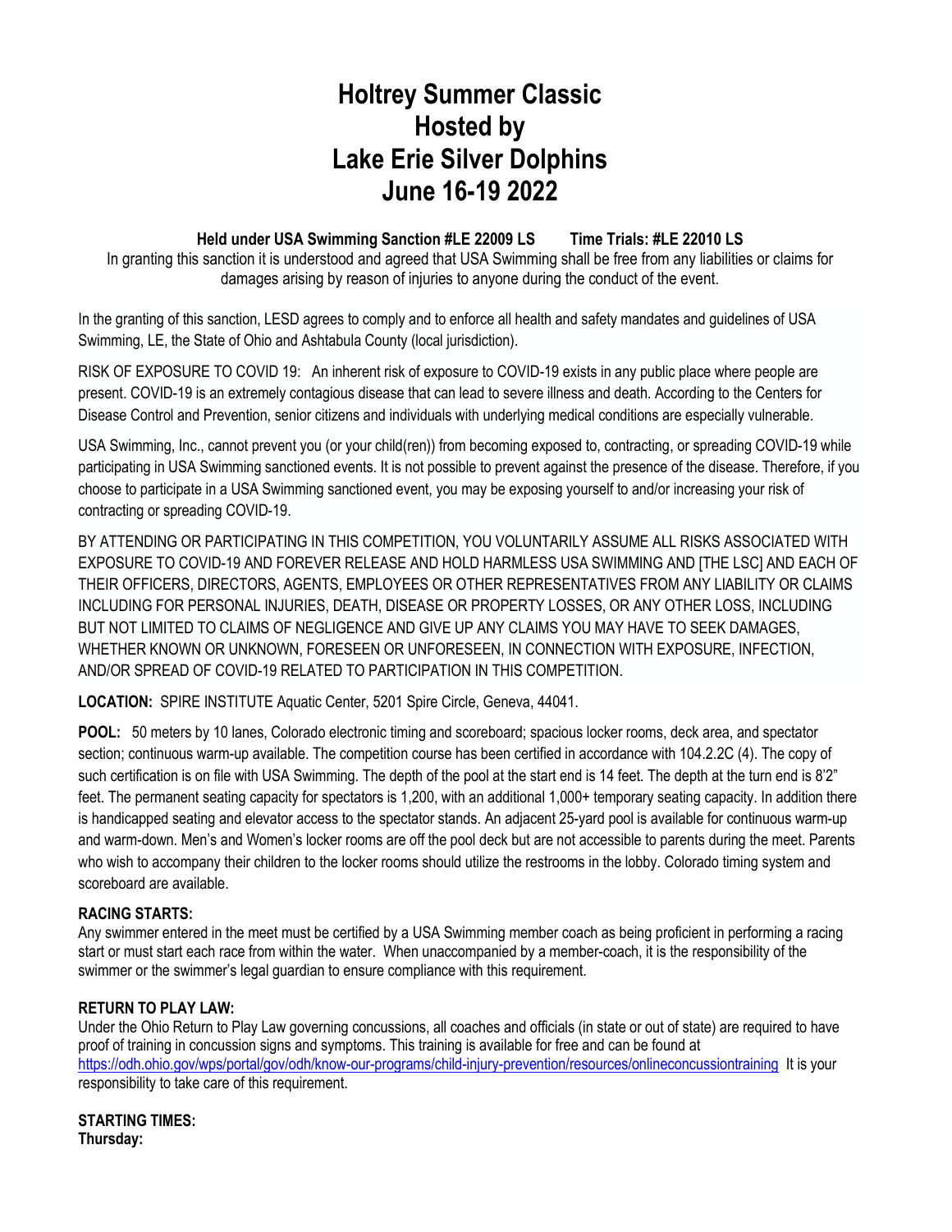# Holtrey Summer Classic
# Hosted by
# Lake Erie Silver Dolphins
# June 16-19 2022

**Held under USA Swimming Sanction #LE 22009 LS        Time Trials: #LE 22010 LS**

In granting this sanction it is understood and agreed that USA Swimming shall be free from any liabilities or claims for damages arising by reason of injuries to anyone during the conduct of the event.

In the granting of this sanction, LESD agrees to comply and to enforce all health and safety mandates and guidelines of USA Swimming, LE, the State of Ohio and Ashtabula County (local jurisdiction).

RISK OF EXPOSURE TO COVID 19: An inherent risk of exposure to COVID-19 exists in any public place where people are present. COVID-19 is an extremely contagious disease that can lead to severe illness and death. According to the Centers for Disease Control and Prevention, senior citizens and individuals with underlying medical conditions are especially vulnerable.

USA Swimming, Inc., cannot prevent you (or your child(ren)) from becoming exposed to, contracting, or spreading COVID-19 while participating in USA Swimming sanctioned events. It is not possible to prevent against the presence of the disease. Therefore, if you choose to participate in a USA Swimming sanctioned event, you may be exposing yourself to and/or increasing your risk of contracting or spreading COVID-19.

BY ATTENDING OR PARTICIPATING IN THIS COMPETITION, YOU VOLUNTARILY ASSUME ALL RISKS ASSOCIATED WITH EXPOSURE TO COVID-19 AND FOREVER RELEASE AND HOLD HARMLESS USA SWIMMING AND [THE LSC] AND EACH OF THEIR OFFICERS, DIRECTORS, AGENTS, EMPLOYEES OR OTHER REPRESENTATIVES FROM ANY LIABILITY OR CLAIMS INCLUDING FOR PERSONAL INJURIES, DEATH, DISEASE OR PROPERTY LOSSES, OR ANY OTHER LOSS, INCLUDING BUT NOT LIMITED TO CLAIMS OF NEGLIGENCE AND GIVE UP ANY CLAIMS YOU MAY HAVE TO SEEK DAMAGES, WHETHER KNOWN OR UNKNOWN, FORESEEN OR UNFORESEEN, IN CONNECTION WITH EXPOSURE, INFECTION, AND/OR SPREAD OF COVID-19 RELATED TO PARTICIPATION IN THIS COMPETITION.

**LOCATION:** SPIRE INSTITUTE Aquatic Center, 5201 Spire Circle, Geneva, 44041.

**POOL:** 50 meters by 10 lanes, Colorado electronic timing and scoreboard; spacious locker rooms, deck area, and spectator section; continuous warm-up available. The competition course has been certified in accordance with 104.2.2C (4). The copy of such certification is on file with USA Swimming. The depth of the pool at the start end is 14 feet. The depth at the turn end is 8'2" feet. The permanent seating capacity for spectators is 1,200, with an additional 1,000+ temporary seating capacity. In addition there is handicapped seating and elevator access to the spectator stands. An adjacent 25-yard pool is available for continuous warm-up and warm-down. Men's and Women's locker rooms are off the pool deck but are not accessible to parents during the meet. Parents who wish to accompany their children to the locker rooms should utilize the restrooms in the lobby. Colorado timing system and scoreboard are available.

**RACING STARTS:**
Any swimmer entered in the meet must be certified by a USA Swimming member coach as being proficient in performing a racing start or must start each race from within the water. When unaccompanied by a member-coach, it is the responsibility of the swimmer or the swimmer's legal guardian to ensure compliance with this requirement.

**RETURN TO PLAY LAW:**
Under the Ohio Return to Play Law governing concussions, all coaches and officials (in state or out of state) are required to have proof of training in concussion signs and symptoms. This training is available for free and can be found at https://odh.ohio.gov/wps/portal/gov/odh/know-our-programs/child-injury-prevention/resources/onlineconcussiontraining It is your responsibility to take care of this requirement.

**STARTING TIMES:**
**Thursday:**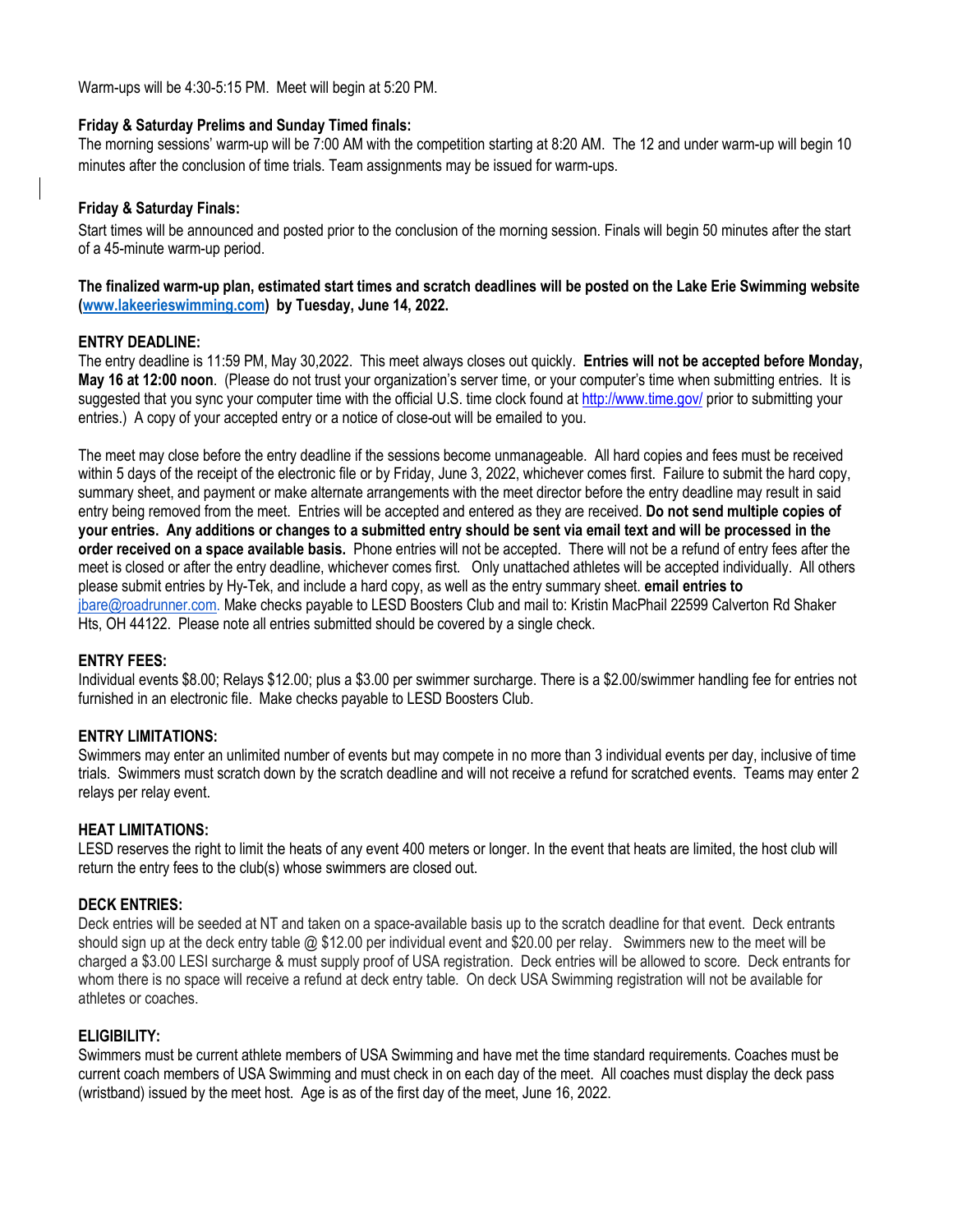Warm-ups will be 4:30-5:15 PM. Meet will begin at 5:20 PM.

**Friday & Saturday Prelims and Sunday Timed finals:**

The morning sessions' warm-up will be 7:00 AM with the competition starting at 8:20 AM. The 12 and under warm-up will begin 10 minutes after the conclusion of time trials. Team assignments may be issued for warm-ups.

**Friday & Saturday Finals:**

Start times will be announced and posted prior to the conclusion of the morning session. Finals will begin 50 minutes after the start of a 45-minute warm-up period.

**The finalized warm-up plan, estimated start times and scratch deadlines will be posted on the Lake Erie Swimming website (www.lakeerieswimming.com) by Tuesday, June 14, 2022.**

**ENTRY DEADLINE:**

The entry deadline is 11:59 PM, May 30,2022. This meet always closes out quickly. **Entries will not be accepted before Monday, May 16 at 12:00 noon**. (Please do not trust your organization's server time, or your computer's time when submitting entries. It is suggested that you sync your computer time with the official U.S. time clock found at http://www.time.gov/ prior to submitting your entries.) A copy of your accepted entry or a notice of close-out will be emailed to you.

The meet may close before the entry deadline if the sessions become unmanageable. All hard copies and fees must be received within 5 days of the receipt of the electronic file or by Friday, June 3, 2022, whichever comes first. Failure to submit the hard copy, summary sheet, and payment or make alternate arrangements with the meet director before the entry deadline may result in said entry being removed from the meet. Entries will be accepted and entered as they are received. **Do not send multiple copies of your entries. Any additions or changes to a submitted entry should be sent via email text and will be processed in the order received on a space available basis.** Phone entries will not be accepted. There will not be a refund of entry fees after the meet is closed or after the entry deadline, whichever comes first. Only unattached athletes will be accepted individually. All others please submit entries by Hy-Tek, and include a hard copy, as well as the entry summary sheet. **email entries to** jbare@roadrunner.com. Make checks payable to LESD Boosters Club and mail to: Kristin MacPhail 22599 Calverton Rd Shaker Hts, OH 44122. Please note all entries submitted should be covered by a single check.

**ENTRY FEES:**

Individual events $8.00; Relays $12.00; plus a $3.00 per swimmer surcharge. There is a $2.00/swimmer handling fee for entries not furnished in an electronic file. Make checks payable to LESD Boosters Club.

**ENTRY LIMITATIONS:**

Swimmers may enter an unlimited number of events but may compete in no more than 3 individual events per day, inclusive of time trials. Swimmers must scratch down by the scratch deadline and will not receive a refund for scratched events. Teams may enter 2 relays per relay event.

**HEAT LIMITATIONS:**

LESD reserves the right to limit the heats of any event 400 meters or longer. In the event that heats are limited, the host club will return the entry fees to the club(s) whose swimmers are closed out.

**DECK ENTRIES:**

Deck entries will be seeded at NT and taken on a space-available basis up to the scratch deadline for that event. Deck entrants should sign up at the deck entry table @ $12.00 per individual event and $20.00 per relay. Swimmers new to the meet will be charged a $3.00 LESI surcharge & must supply proof of USA registration. Deck entries will be allowed to score. Deck entrants for whom there is no space will receive a refund at deck entry table. On deck USA Swimming registration will not be available for athletes or coaches.

**ELIGIBILITY:**

Swimmers must be current athlete members of USA Swimming and have met the time standard requirements. Coaches must be current coach members of USA Swimming and must check in on each day of the meet. All coaches must display the deck pass (wristband) issued by the meet host. Age is as of the first day of the meet, June 16, 2022.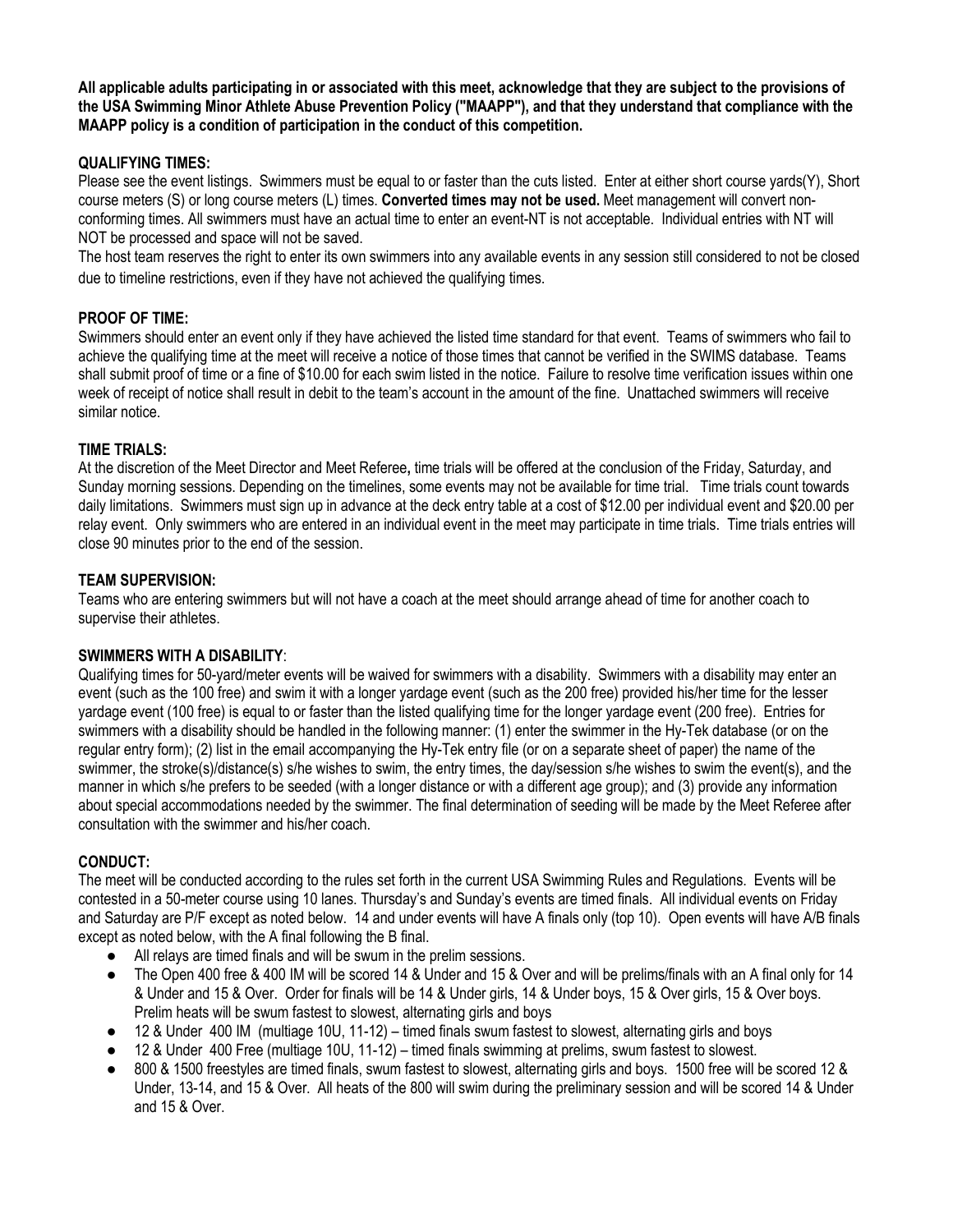**All applicable adults participating in or associated with this meet, acknowledge that they are subject to the provisions of the USA Swimming Minor Athlete Abuse Prevention Policy ("MAAPP"), and that they understand that compliance with the MAAPP policy is a condition of participation in the conduct of this competition.**

**QUALIFYING TIMES:**

Please see the event listings. Swimmers must be equal to or faster than the cuts listed. Enter at either short course yards(Y), Short course meters (S) or long course meters (L) times. **Converted times may not be used.** Meet management will convert non-conforming times. All swimmers must have an actual time to enter an event-NT is not acceptable. Individual entries with NT will NOT be processed and space will not be saved.

The host team reserves the right to enter its own swimmers into any available events in any session still considered to not be closed due to timeline restrictions, even if they have not achieved the qualifying times.

**PROOF OF TIME:**

Swimmers should enter an event only if they have achieved the listed time standard for that event. Teams of swimmers who fail to achieve the qualifying time at the meet will receive a notice of those times that cannot be verified in the SWIMS database. Teams shall submit proof of time or a fine of $10.00 for each swim listed in the notice. Failure to resolve time verification issues within one week of receipt of notice shall result in debit to the team's account in the amount of the fine. Unattached swimmers will receive similar notice.

**TIME TRIALS:**

At the discretion of the Meet Director and Meet Referee**,** time trials will be offered at the conclusion of the Friday, Saturday, and Sunday morning sessions. Depending on the timelines, some events may not be available for time trial. Time trials count towards daily limitations. Swimmers must sign up in advance at the deck entry table at a cost of $12.00 per individual event and $20.00 per relay event. Only swimmers who are entered in an individual event in the meet may participate in time trials. Time trials entries will close 90 minutes prior to the end of the session.

**TEAM SUPERVISION:**

Teams who are entering swimmers but will not have a coach at the meet should arrange ahead of time for another coach to supervise their athletes.

**SWIMMERS WITH A DISABILITY**:

Qualifying times for 50-yard/meter events will be waived for swimmers with a disability. Swimmers with a disability may enter an event (such as the 100 free) and swim it with a longer yardage event (such as the 200 free) provided his/her time for the lesser yardage event (100 free) is equal to or faster than the listed qualifying time for the longer yardage event (200 free). Entries for swimmers with a disability should be handled in the following manner: (1) enter the swimmer in the Hy-Tek database (or on the regular entry form); (2) list in the email accompanying the Hy-Tek entry file (or on a separate sheet of paper) the name of the swimmer, the stroke(s)/distance(s) s/he wishes to swim, the entry times, the day/session s/he wishes to swim the event(s), and the manner in which s/he prefers to be seeded (with a longer distance or with a different age group); and (3) provide any information about special accommodations needed by the swimmer. The final determination of seeding will be made by the Meet Referee after consultation with the swimmer and his/her coach.

**CONDUCT:**

The meet will be conducted according to the rules set forth in the current USA Swimming Rules and Regulations. Events will be contested in a 50-meter course using 10 lanes. Thursday's and Sunday's events are timed finals. All individual events on Friday and Saturday are P/F except as noted below. 14 and under events will have A finals only (top 10). Open events will have A/B finals except as noted below, with the A final following the B final.

- All relays are timed finals and will be swum in the prelim sessions.
- The Open 400 free & 400 IM will be scored 14 & Under and 15 & Over and will be prelims/finals with an A final only for 14 & Under and 15 & Over. Order for finals will be 14 & Under girls, 14 & Under boys, 15 & Over girls, 15 & Over boys. Prelim heats will be swum fastest to slowest, alternating girls and boys
- 12 & Under 400 IM (multiage 10U, 11-12) – timed finals swum fastest to slowest, alternating girls and boys
- 12 & Under 400 Free (multiage 10U, 11-12) – timed finals swimming at prelims, swum fastest to slowest.
- 800 & 1500 freestyles are timed finals, swum fastest to slowest, alternating girls and boys. 1500 free will be scored 12 & Under, 13-14, and 15 & Over. All heats of the 800 will swim during the preliminary session and will be scored 14 & Under and 15 & Over.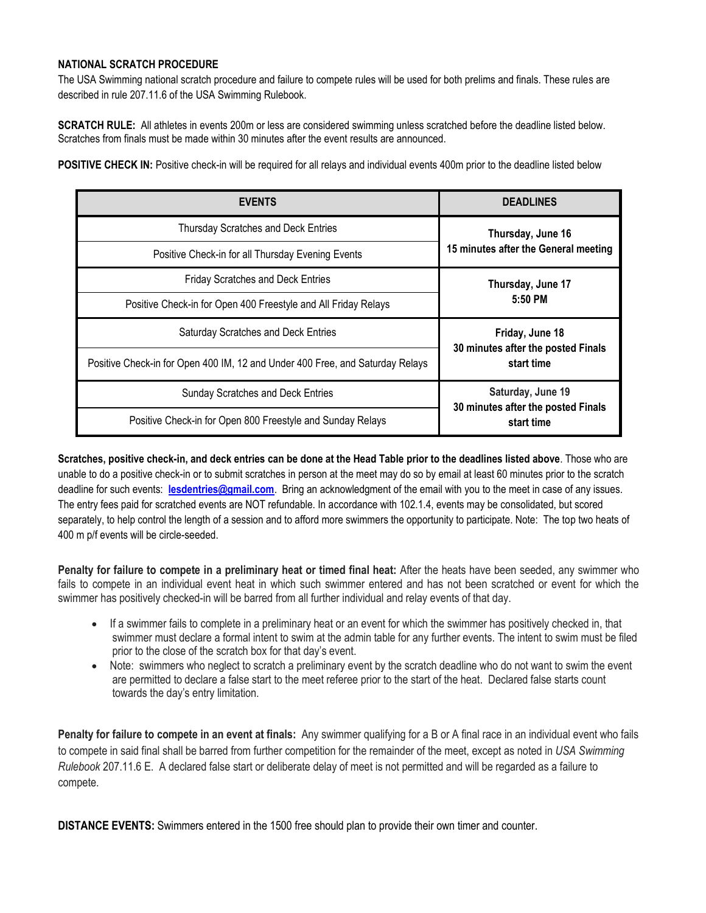**NATIONAL SCRATCH PROCEDURE**

The USA Swimming national scratch procedure and failure to compete rules will be used for both prelims and finals. These rules are described in rule 207.11.6 of the USA Swimming Rulebook.

**SCRATCH RULE:** All athletes in events 200m or less are considered swimming unless scratched before the deadline listed below. Scratches from finals must be made within 30 minutes after the event results are announced.

**POSITIVE CHECK IN:** Positive check-in will be required for all relays and individual events 400m prior to the deadline listed below

| EVENTS | DEADLINES |
|---|---|
| Thursday Scratches and Deck Entries | Thursday, June 16 15 minutes after the General meeting |
| Positive Check-in for all Thursday Evening Events | |
| Friday Scratches and Deck Entries | Thursday, June 17 5:50 PM |
| Positive Check-in for Open 400 Freestyle and All Friday Relays | |
| Saturday Scratches and Deck Entries | Friday, June 18 30 minutes after the posted Finals start time |
| Positive Check-in for Open 400 IM, 12 and Under 400 Free, and Saturday Relays | |
| Sunday Scratches and Deck Entries | Saturday, June 19 30 minutes after the posted Finals start time |
| Positive Check-in for Open 800 Freestyle and Sunday Relays | |

**Scratches, positive check-in, and deck entries can be done at the Head Table prior to the deadlines listed above**. Those who are unable to do a positive check-in or to submit scratches in person at the meet may do so by email at least 60 minutes prior to the scratch deadline for such events: **lesdentries@gmail.com**. Bring an acknowledgment of the email with you to the meet in case of any issues. The entry fees paid for scratched events are NOT refundable. In accordance with 102.1.4, events may be consolidated, but scored separately, to help control the length of a session and to afford more swimmers the opportunity to participate. Note: The top two heats of 400 m p/f events will be circle-seeded.

**Penalty for failure to compete in a preliminary heat or timed final heat:** After the heats have been seeded, any swimmer who fails to compete in an individual event heat in which such swimmer entered and has not been scratched or event for which the swimmer has positively checked-in will be barred from all further individual and relay events of that day.

- If a swimmer fails to complete in a preliminary heat or an event for which the swimmer has positively checked in, that swimmer must declare a formal intent to swim at the admin table for any further events. The intent to swim must be filed prior to the close of the scratch box for that day's event.
- Note: swimmers who neglect to scratch a preliminary event by the scratch deadline who do not want to swim the event are permitted to declare a false start to the meet referee prior to the start of the heat. Declared false starts count towards the day's entry limitation.

**Penalty for failure to compete in an event at finals:** Any swimmer qualifying for a B or A final race in an individual event who fails to compete in said final shall be barred from further competition for the remainder of the meet, except as noted in *USA Swimming Rulebook* 207.11.6 E. A declared false start or deliberate delay of meet is not permitted and will be regarded as a failure to compete.

**DISTANCE EVENTS:** Swimmers entered in the 1500 free should plan to provide their own timer and counter.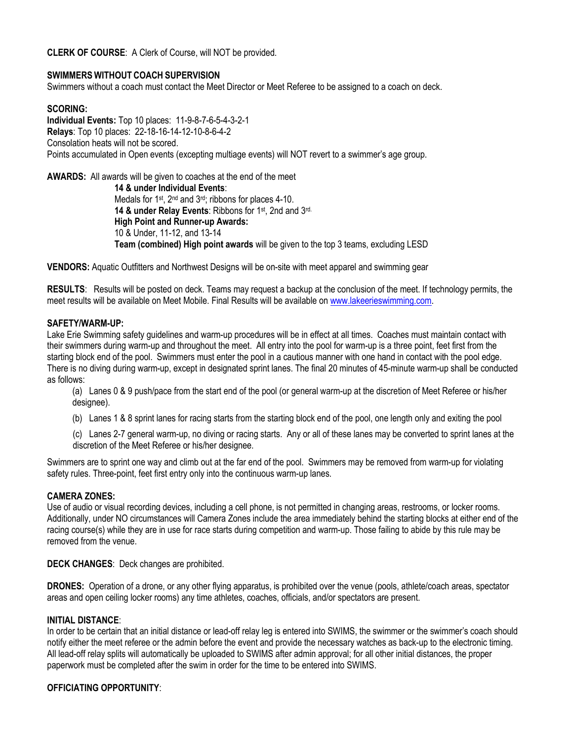**CLERK OF COURSE**: A Clerk of Course, will NOT be provided.

**SWIMMERS WITHOUT COACH SUPERVISION**

Swimmers without a coach must contact the Meet Director or Meet Referee to be assigned to a coach on deck.

**SCORING:**

**Individual Events:** Top 10 places: 11-9-8-7-6-5-4-3-2-1

**Relays**: Top 10 places: 22-18-16-14-12-10-8-6-4-2

Consolation heats will not be scored.

Points accumulated in Open events (excepting multiage events) will NOT revert to a swimmer's age group.

**AWARDS:** All awards will be given to coaches at the end of the meet

**14 & under Individual Events**:
Medals for 1st, 2nd and 3rd; ribbons for places 4-10.
**14 & under Relay Events**: Ribbons for 1st, 2nd and 3rd.
**High Point and Runner-up Awards:**
10 & Under, 11-12, and 13-14
**Team (combined) High point awards** will be given to the top 3 teams, excluding LESD

**VENDORS:** Aquatic Outfitters and Northwest Designs will be on-site with meet apparel and swimming gear

**RESULTS**: Results will be posted on deck. Teams may request a backup at the conclusion of the meet. If technology permits, the meet results will be available on Meet Mobile. Final Results will be available on [www.lakeerieswimming.com](http://www.lakeerieswimming.com).

**SAFETY/WARM-UP:**

Lake Erie Swimming safety guidelines and warm-up procedures will be in effect at all times. Coaches must maintain contact with their swimmers during warm-up and throughout the meet. All entry into the pool for warm-up is a three point, feet first from the starting block end of the pool. Swimmers must enter the pool in a cautious manner with one hand in contact with the pool edge. There is no diving during warm-up, except in designated sprint lanes. The final 20 minutes of 45-minute warm-up shall be conducted as follows:

(a) Lanes 0 & 9 push/pace from the start end of the pool (or general warm-up at the discretion of Meet Referee or his/her designee).

(b) Lanes 1 & 8 sprint lanes for racing starts from the starting block end of the pool, one length only and exiting the pool

(c) Lanes 2-7 general warm-up, no diving or racing starts. Any or all of these lanes may be converted to sprint lanes at the discretion of the Meet Referee or his/her designee.

Swimmers are to sprint one way and climb out at the far end of the pool. Swimmers may be removed from warm-up for violating safety rules. Three-point, feet first entry only into the continuous warm-up lanes.

**CAMERA ZONES:**

Use of audio or visual recording devices, including a cell phone, is not permitted in changing areas, restrooms, or locker rooms. Additionally, under NO circumstances will Camera Zones include the area immediately behind the starting blocks at either end of the racing course(s) while they are in use for race starts during competition and warm-up. Those failing to abide by this rule may be removed from the venue.

**DECK CHANGES**: Deck changes are prohibited.

**DRONES:** Operation of a drone, or any other flying apparatus, is prohibited over the venue (pools, athlete/coach areas, spectator areas and open ceiling locker rooms) any time athletes, coaches, officials, and/or spectators are present.

**INITIAL DISTANCE**:

In order to be certain that an initial distance or lead-off relay leg is entered into SWIMS, the swimmer or the swimmer's coach should notify either the meet referee or the admin before the event and provide the necessary watches as back-up to the electronic timing. All lead-off relay splits will automatically be uploaded to SWIMS after admin approval; for all other initial distances, the proper paperwork must be completed after the swim in order for the time to be entered into SWIMS.

**OFFICIATING OPPORTUNITY**: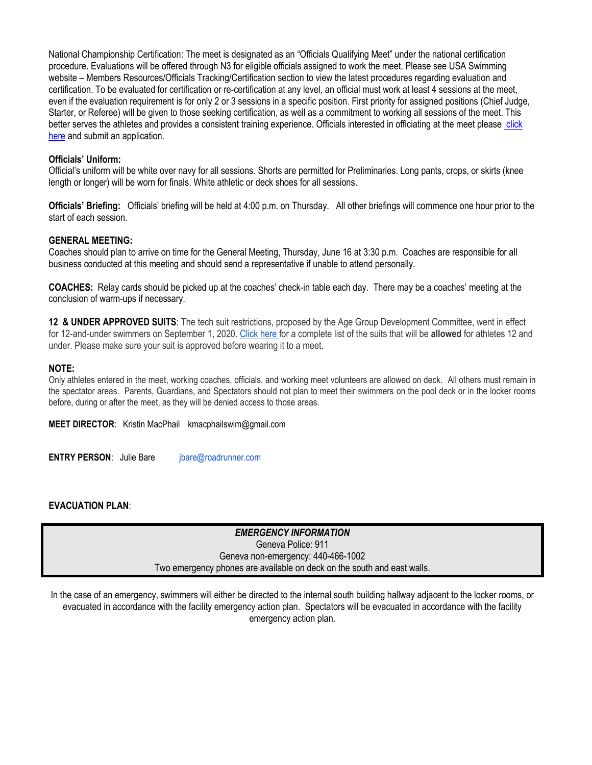National Championship Certification: The meet is designated as an "Officials Qualifying Meet" under the national certification procedure. Evaluations will be offered through N3 for eligible officials assigned to work the meet. Please see USA Swimming website – Members Resources/Officials Tracking/Certification section to view the latest procedures regarding evaluation and certification. To be evaluated for certification or re-certification at any level, an official must work at least 4 sessions at the meet, even if the evaluation requirement is for only 2 or 3 sessions in a specific position. First priority for assigned positions (Chief Judge, Starter, or Referee) will be given to those seeking certification, as well as a commitment to working all sessions of the meet. This better serves the athletes and provides a consistent training experience. Officials interested in officiating at the meet please click here and submit an application.

**Officials' Uniform:**
Official's uniform will be white over navy for all sessions. Shorts are permitted for Preliminaries. Long pants, crops, or skirts (knee length or longer) will be worn for finals. White athletic or deck shoes for all sessions.

**Officials' Briefing:** Officials' briefing will be held at 4:00 p.m. on Thursday. All other briefings will commence one hour prior to the start of each session.

**GENERAL MEETING:**
Coaches should plan to arrive on time for the General Meeting, Thursday, June 16 at 3:30 p.m. Coaches are responsible for all business conducted at this meeting and should send a representative if unable to attend personally.

**COACHES:** Relay cards should be picked up at the coaches' check-in table each day. There may be a coaches' meeting at the conclusion of warm-ups if necessary.

**12 & UNDER APPROVED SUITS**: The tech suit restrictions, proposed by the Age Group Development Committee, went in effect for 12-and-under swimmers on September 1, 2020. Click here for a complete list of the suits that will be **allowed** for athletes 12 and under. Please make sure your suit is approved before wearing it to a meet.

**NOTE:**
Only athletes entered in the meet, working coaches, officials, and working meet volunteers are allowed on deck. All others must remain in the spectator areas. Parents, Guardians, and Spectators should not plan to meet their swimmers on the pool deck or in the locker rooms before, during or after the meet, as they will be denied access to those areas.

**MEET DIRECTOR**: Kristin MacPhail kmacphailswim@gmail.com

**ENTRY PERSON**: Julie Bare jbare@roadrunner.com

**EVACUATION PLAN**:

***EMERGENCY INFORMATION***
Geneva Police: 911
Geneva non-emergency: 440-466-1002
Two emergency phones are available on deck on the south and east walls.

In the case of an emergency, swimmers will either be directed to the internal south building hallway adjacent to the locker rooms, or evacuated in accordance with the facility emergency action plan. Spectators will be evacuated in accordance with the facility emergency action plan.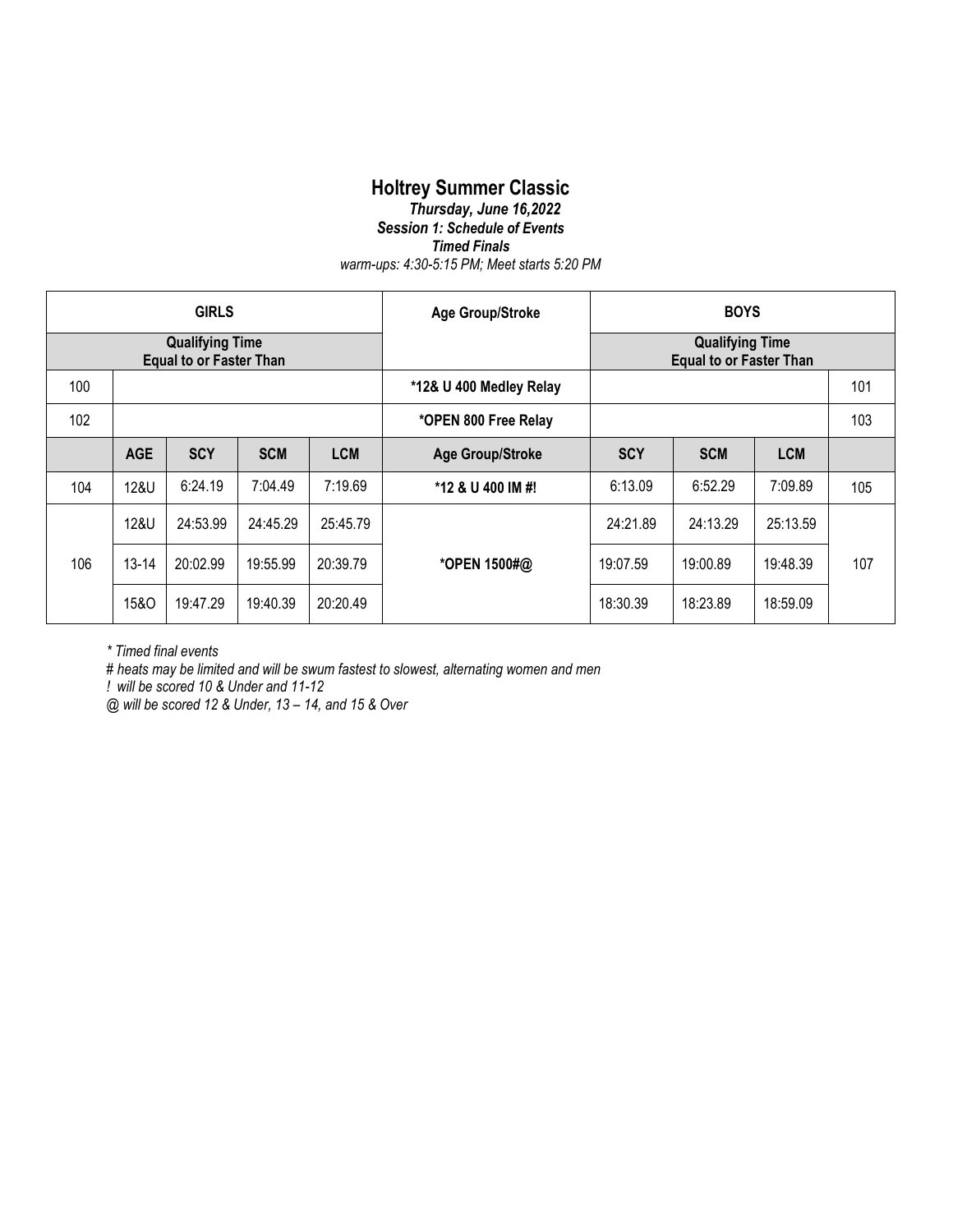# Holtrey Summer Classic

***Thursday, June 16,2022***

***Session 1: Schedule of Events***

***Timed Finals***

*warm-ups: 4:30-5:15 PM; Meet starts 5:20 PM*

| GIRLS | | | | | Age Group/Stroke | BOYS | | | |
|---|---|---|---|---|---|---|---|---|---|
| **Qualifying Time Equal to or Faster Than** | | | | | | **Qualifying Time Equal to or Faster Than** | | | |
| 100 | | | | | ***12& U 400 Medley Relay** | | | | 101 |
| 102 | | | | | ***OPEN 800 Free Relay** | | | | 103 |
| | **AGE** | **SCY** | **SCM** | **LCM** | **Age Group/Stroke** | **SCY** | **SCM** | **LCM** | |
| 104 | 12&U | 6:24.19 | 7:04.49 | 7:19.69 | ***12 & U 400 IM #!** | 6:13.09 | 6:52.29 | 7:09.89 | 105 |
| 106 | 12&U | 24:53.99 | 24:45.29 | 25:45.79 | ***OPEN 1500#@** | 24:21.89 | 24:13.29 | 25:13.59 | 107 |
| | 13-14 | 20:02.99 | 19:55.99 | 20:39.79 | | 19:07.59 | 19:00.89 | 19:48.39 | |
| | 15&O | 19:47.29 | 19:40.39 | 20:20.49 | | 18:30.39 | 18:23.89 | 18:59.09 | |

*\* Timed final events*

*# heats may be limited and will be swum fastest to slowest, alternating women and men*

*! will be scored 10 & Under and 11-12*

*@ will be scored 12 & Under, 13 – 14, and 15 & Over*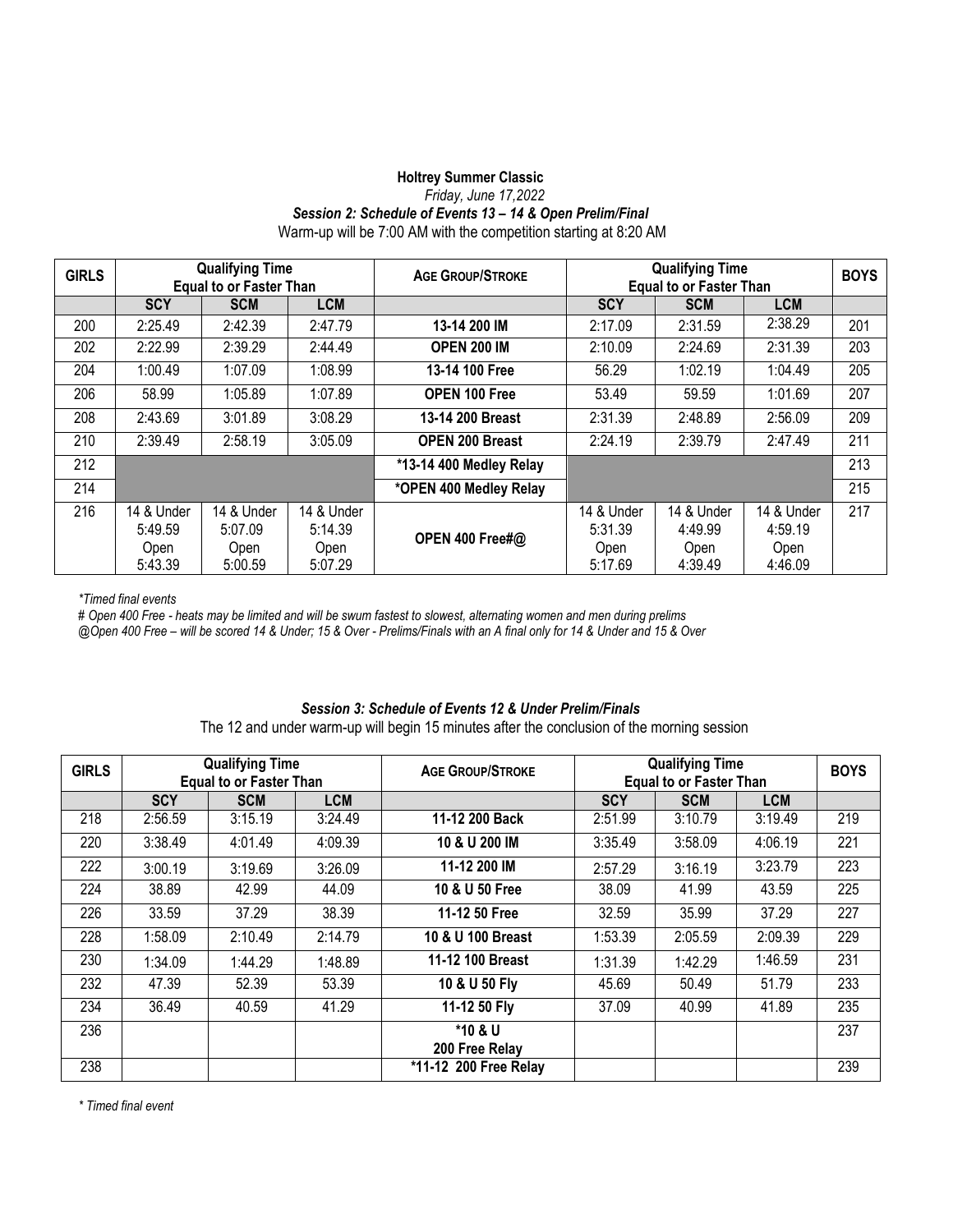**Holtrey Summer Classic**

*Friday, June 17,2022*

***Session 2: Schedule of Events 13 – 14 & Open Prelim/Final***

Warm-up will be 7:00 AM with the competition starting at 8:20 AM

| GIRLS | Qualifying Time Equal to or Faster Than | | | AGE GROUP/STROKE | Qualifying Time Equal to or Faster Than | | | BOYS |
|---|---|---|---|---|---|---|---|---|
| | SCY | SCM | LCM | | SCY | SCM | LCM | |
| 200 | 2:25.49 | 2:42.39 | 2:47.79 | **13-14 200 IM** | 2:17.09 | 2:31.59 | 2:38.29 | 201 |
| 202 | 2:22.99 | 2:39.29 | 2:44.49 | **OPEN 200 IM** | 2:10.09 | 2:24.69 | 2:31.39 | 203 |
| 204 | 1:00.49 | 1:07.09 | 1:08.99 | **13-14 100 Free** | 56.29 | 1:02.19 | 1:04.49 | 205 |
| 206 | 58.99 | 1:05.89 | 1:07.89 | **OPEN 100 Free** | 53.49 | 59.59 | 1:01.69 | 207 |
| 208 | 2:43.69 | 3:01.89 | 3:08.29 | **13-14 200 Breast** | 2:31.39 | 2:48.89 | 2:56.09 | 209 |
| 210 | 2:39.49 | 2:58.19 | 3:05.09 | **OPEN 200 Breast** | 2:24.19 | 2:39.79 | 2:47.49 | 211 |
| 212 | | | | **\*13-14 400 Medley Relay** | | | | 213 |
| 214 | | | | **\*OPEN 400 Medley Relay** | | | | 215 |
| 216 | 14 & Under 5:49.59 Open 5:43.39 | 14 & Under 5:07.09 Open 5:00.59 | 14 & Under 5:14.39 Open 5:07.29 | **OPEN 400 Free#@** | 14 & Under 5:31.39 Open 5:17.69 | 14 & Under 4:49.99 Open 4:39.49 | 14 & Under 4:59.19 Open 4:46.09 | 217 |

*\*Timed final events*

*# Open 400 Free - heats may be limited and will be swum fastest to slowest, alternating women and men during prelims*

*@Open 400 Free – will be scored 14 & Under; 15 & Over - Prelims/Finals with an A final only for 14 & Under and 15 & Over*

***Session 3: Schedule of Events 12 & Under Prelim/Finals***

The 12 and under warm-up will begin 15 minutes after the conclusion of the morning session

| GIRLS | Qualifying Time Equal to or Faster Than | | | AGE GROUP/STROKE | Qualifying Time Equal to or Faster Than | | | BOYS |
|---|---|---|---|---|---|---|---|---|
| | SCY | SCM | LCM | | SCY | SCM | LCM | |
| 218 | 2:56.59 | 3:15.19 | 3:24.49 | **11-12 200 Back** | 2:51.99 | 3:10.79 | 3:19.49 | 219 |
| 220 | 3:38.49 | 4:01.49 | 4:09.39 | **10 & U 200 IM** | 3:35.49 | 3:58.09 | 4:06.19 | 221 |
| 222 | 3:00.19 | 3:19.69 | 3:26.09 | **11-12 200 IM** | 2:57.29 | 3:16.19 | 3:23.79 | 223 |
| 224 | 38.89 | 42.99 | 44.09 | **10 & U 50 Free** | 38.09 | 41.99 | 43.59 | 225 |
| 226 | 33.59 | 37.29 | 38.39 | **11-12 50 Free** | 32.59 | 35.99 | 37.29 | 227 |
| 228 | 1:58.09 | 2:10.49 | 2:14.79 | **10 & U 100 Breast** | 1:53.39 | 2:05.59 | 2:09.39 | 229 |
| 230 | 1:34.09 | 1:44.29 | 1:48.89 | **11-12 100 Breast** | 1:31.39 | 1:42.29 | 1:46.59 | 231 |
| 232 | 47.39 | 52.39 | 53.39 | **10 & U 50 Fly** | 45.69 | 50.49 | 51.79 | 233 |
| 234 | 36.49 | 40.59 | 41.29 | **11-12 50 Fly** | 37.09 | 40.99 | 41.89 | 235 |
| 236 | | | | **\*10 & U 200 Free Relay** | | | | 237 |
| 238 | | | | **\*11-12 200 Free Relay** | | | | 239 |

*\* Timed final event*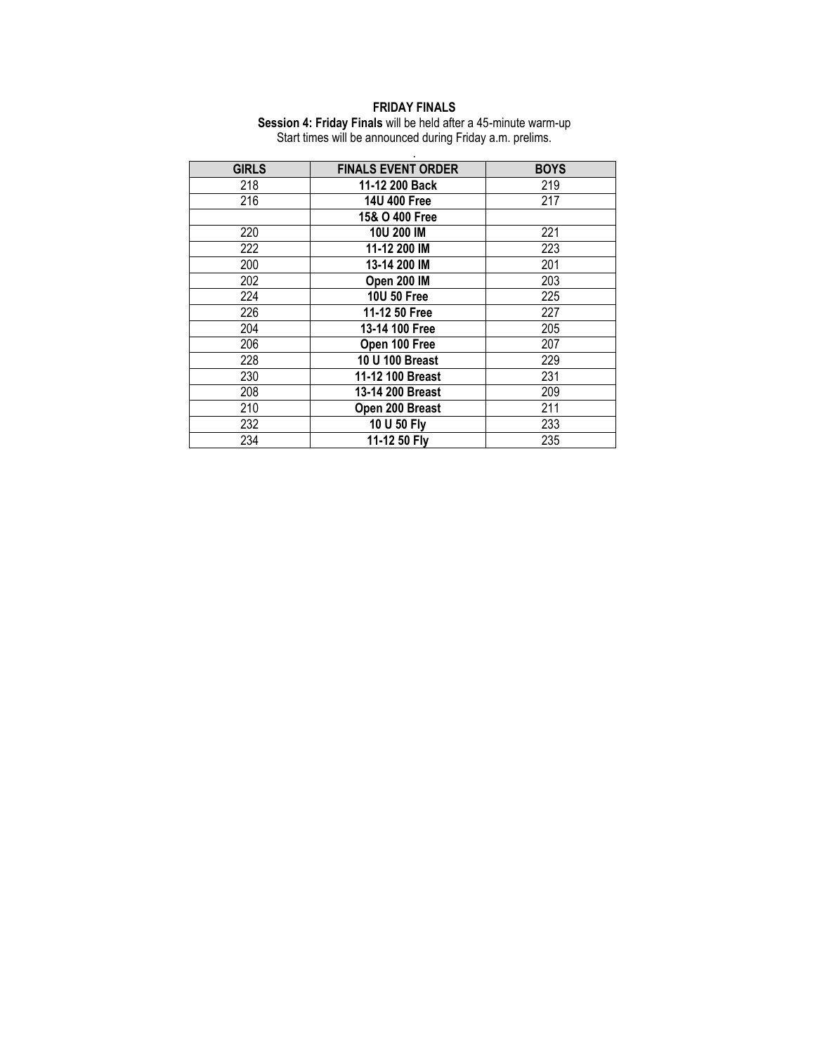**FRIDAY FINALS**

**Session 4: Friday Finals** will be held after a 45-minute warm-up
Start times will be announced during Friday a.m. prelims.

.

| GIRLS | FINALS EVENT ORDER | BOYS |
|---|---|---|
| 218 | **11-12 200 Back** | 219 |
| 216 | **14U 400 Free** | 217 |
| | **15& O 400 Free** | |
| 220 | **10U 200 IM** | 221 |
| 222 | **11-12 200 IM** | 223 |
| 200 | **13-14 200 IM** | 201 |
| 202 | **Open 200 IM** | 203 |
| 224 | **10U 50 Free** | 225 |
| 226 | **11-12 50 Free** | 227 |
| 204 | **13-14 100 Free** | 205 |
| 206 | **Open 100 Free** | 207 |
| 228 | **10 U 100 Breast** | 229 |
| 230 | **11-12 100 Breast** | 231 |
| 208 | **13-14 200 Breast** | 209 |
| 210 | **Open 200 Breast** | 211 |
| 232 | **10 U 50 Fly** | 233 |
| 234 | **11-12 50 Fly** | 235 |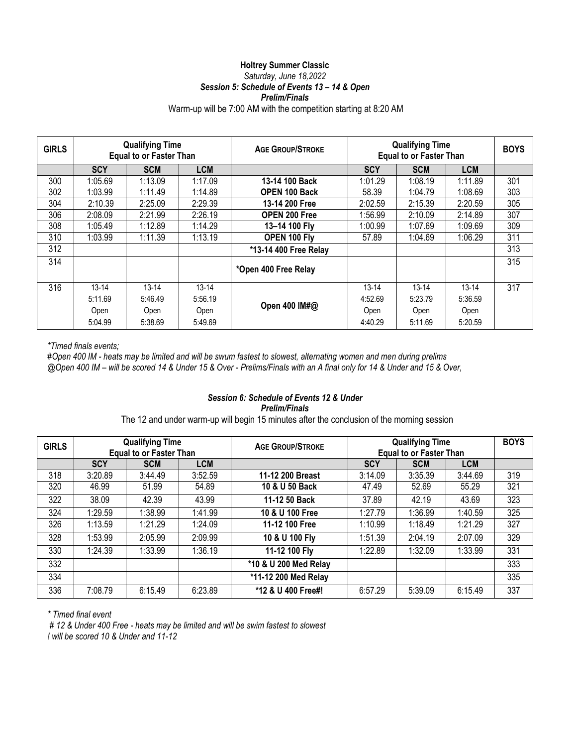**Holtrey Summer Classic**

*Saturday, June 18,2022*

***Session 5: Schedule of Events 13 – 14 & Open***

***Prelim/Finals***

Warm-up will be 7:00 AM with the competition starting at 8:20 AM

| GIRLS | Qualifying Time Equal to or Faster Than | | | AGE GROUP/STROKE | Qualifying Time Equal to or Faster Than | | | BOYS |
|---|---|---|---|---|---|---|---|---|
| | SCY | SCM | LCM | | SCY | SCM | LCM | |
| 300 | 1:05.69 | 1:13.09 | 1:17.09 | **13-14 100 Back** | 1:01.29 | 1:08.19 | 1:11.89 | 301 |
| 302 | 1:03.99 | 1:11.49 | 1:14.89 | **OPEN 100 Back** | 58.39 | 1:04.79 | 1:08.69 | 303 |
| 304 | 2:10.39 | 2:25.09 | 2:29.39 | **13-14 200 Free** | 2:02.59 | 2:15.39 | 2:20.59 | 305 |
| 306 | 2:08.09 | 2:21.99 | 2:26.19 | **OPEN 200 Free** | 1:56.99 | 2:10.09 | 2:14.89 | 307 |
| 308 | 1:05.49 | 1:12.89 | 1:14.29 | **13–14 100 Fly** | 1:00.99 | 1:07.69 | 1:09.69 | 309 |
| 310 | 1:03.99 | 1:11.39 | 1:13.19 | **OPEN 100 Fly** | 57.89 | 1:04.69 | 1:06.29 | 311 |
| 312 | | | | ***13-14 400 Free Relay** | | | | 313 |
| 314 | | | | ***Open 400 Free Relay** | | | | 315 |
| 316 | 13-14 5:11.69 Open 5:04.99 | 13-14 5:46.49 Open 5:38.69 | 13-14 5:56.19 Open 5:49.69 | **Open 400 IM#@** | 13-14 4:52.69 Open 4:40.29 | 13-14 5:23.79 Open 5:11.69 | 13-14 5:36.59 Open 5:20.59 | 317 |

*\*Timed finals events;*

*#Open 400 IM - heats may be limited and will be swum fastest to slowest, alternating women and men during prelims*

*@Open 400 IM – will be scored 14 & Under 15 & Over - Prelims/Finals with an A final only for 14 & Under and 15 & Over,*

***Session 6: Schedule of Events 12 & Under***

***Prelim/Finals***

The 12 and under warm-up will begin 15 minutes after the conclusion of the morning session

| GIRLS | Qualifying Time Equal to or Faster Than | | | AGE GROUP/STROKE | Qualifying Time Equal to or Faster Than | | | BOYS |
|---|---|---|---|---|---|---|---|---|
| | SCY | SCM | LCM | | SCY | SCM | LCM | |
| 318 | 3:20.89 | 3:44.49 | 3:52.59 | **11-12 200 Breast** | 3:14.09 | 3:35.39 | 3:44.69 | 319 |
| 320 | 46.99 | 51.99 | 54.89 | **10 & U 50 Back** | 47.49 | 52.69 | 55.29 | 321 |
| 322 | 38.09 | 42.39 | 43.99 | **11-12 50 Back** | 37.89 | 42.19 | 43.69 | 323 |
| 324 | 1:29.59 | 1:38.99 | 1:41.99 | **10 & U 100 Free** | 1:27.79 | 1:36.99 | 1:40.59 | 325 |
| 326 | 1:13.59 | 1:21.29 | 1:24.09 | **11-12 100 Free** | 1:10.99 | 1:18.49 | 1:21.29 | 327 |
| 328 | 1:53.99 | 2:05.99 | 2:09.99 | **10 & U 100 Fly** | 1:51.39 | 2:04.19 | 2:07.09 | 329 |
| 330 | 1:24.39 | 1:33.99 | 1:36.19 | **11-12 100 Fly** | 1:22.89 | 1:32.09 | 1:33.99 | 331 |
| 332 | | | | ***10 & U 200 Med Relay** | | | | 333 |
| 334 | | | | ***11-12 200 Med Relay** | | | | 335 |
| 336 | 7:08.79 | 6:15.49 | 6:23.89 | ***12 & U 400 Free#!** | 6:57.29 | 5:39.09 | 6:15.49 | 337 |

*\* Timed final event*

*# 12 & Under 400 Free - heats may be limited and will be swim fastest to slowest*

*! will be scored 10 & Under and 11-12*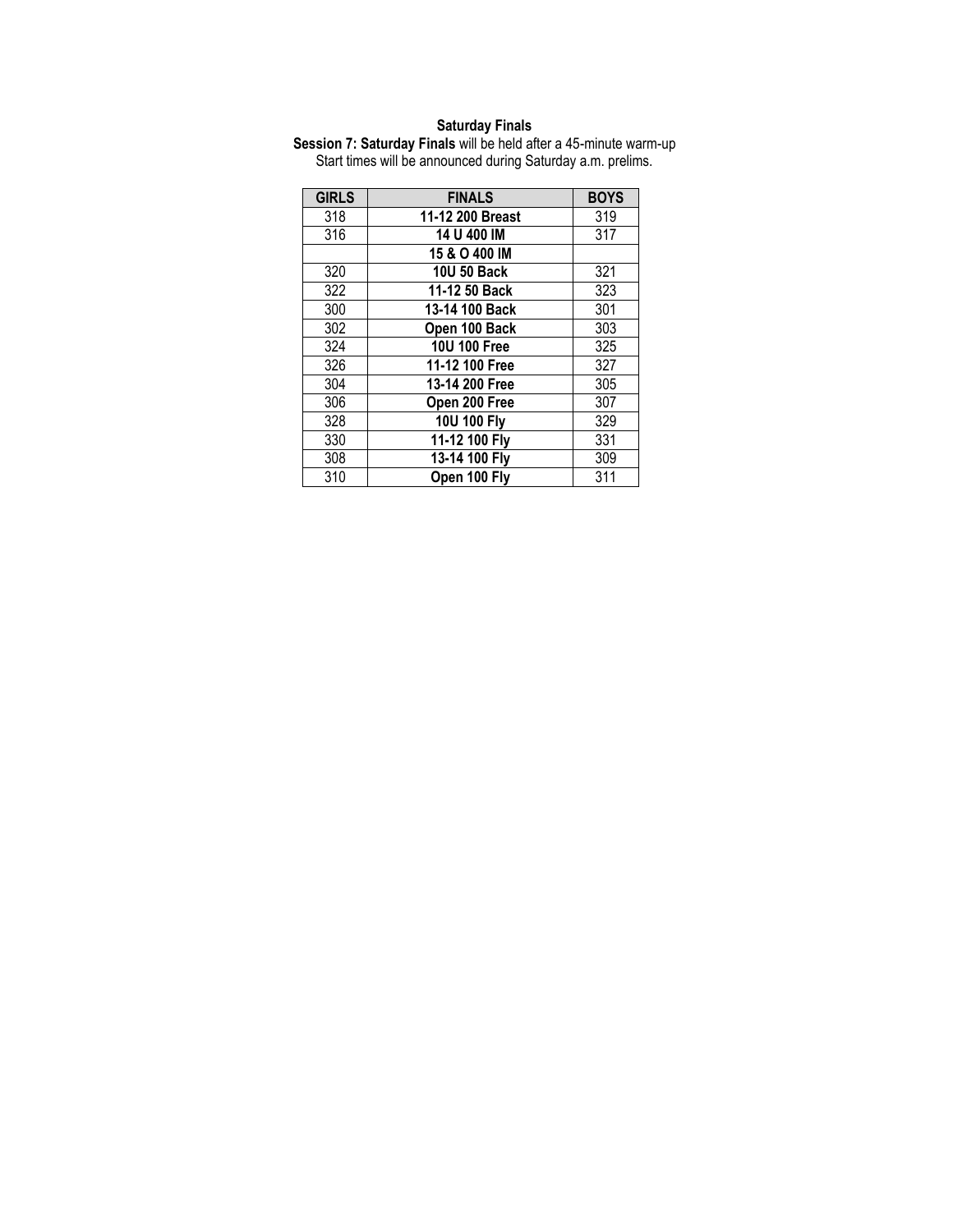**Saturday Finals**

**Session 7: Saturday Finals** will be held after a 45-minute warm-up
Start times will be announced during Saturday a.m. prelims.

| GIRLS | FINALS | BOYS |
|---|---|---|
| 318 | **11-12 200 Breast** | 319 |
| 316 | **14 U 400 IM** | 317 |
| | **15 & O 400 IM** | |
| 320 | **10U 50 Back** | 321 |
| 322 | **11-12 50 Back** | 323 |
| 300 | **13-14 100 Back** | 301 |
| 302 | **Open 100 Back** | 303 |
| 324 | **10U 100 Free** | 325 |
| 326 | **11-12 100 Free** | 327 |
| 304 | **13-14 200 Free** | 305 |
| 306 | **Open 200 Free** | 307 |
| 328 | **10U 100 Fly** | 329 |
| 330 | **11-12 100 Fly** | 331 |
| 308 | **13-14 100 Fly** | 309 |
| 310 | **Open 100 Fly** | 311 |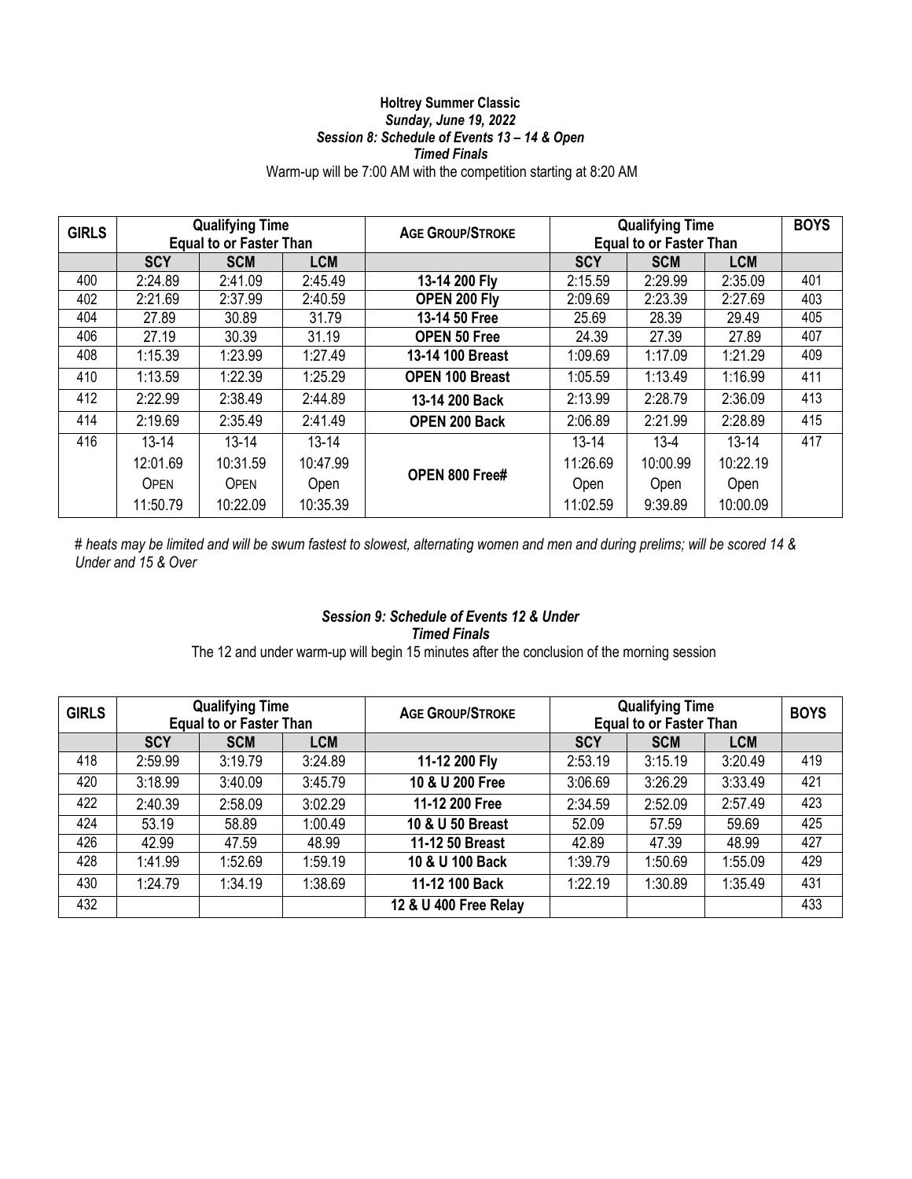**Holtrey Summer Classic**

***Sunday, June 19, 2022***

***Session 8: Schedule of Events 13 – 14 & Open***

***Timed Finals***

Warm-up will be 7:00 AM with the competition starting at 8:20 AM

| GIRLS | Qualifying Time Equal to or Faster Than | | | AGE GROUP/STROKE | Qualifying Time Equal to or Faster Than | | | BOYS |
|---|---|---|---|---|---|---|---|---|
| | SCY | SCM | LCM | | SCY | SCM | LCM | |
| 400 | 2:24.89 | 2:41.09 | 2:45.49 | **13-14 200 Fly** | 2:15.59 | 2:29.99 | 2:35.09 | 401 |
| 402 | 2:21.69 | 2:37.99 | 2:40.59 | **OPEN 200 Fly** | 2:09.69 | 2:23.39 | 2:27.69 | 403 |
| 404 | 27.89 | 30.89 | 31.79 | **13-14 50 Free** | 25.69 | 28.39 | 29.49 | 405 |
| 406 | 27.19 | 30.39 | 31.19 | **OPEN 50 Free** | 24.39 | 27.39 | 27.89 | 407 |
| 408 | 1:15.39 | 1:23.99 | 1:27.49 | **13-14 100 Breast** | 1:09.69 | 1:17.09 | 1:21.29 | 409 |
| 410 | 1:13.59 | 1:22.39 | 1:25.29 | **OPEN 100 Breast** | 1:05.59 | 1:13.49 | 1:16.99 | 411 |
| 412 | 2:22.99 | 2:38.49 | 2:44.89 | **13-14 200 Back** | 2:13.99 | 2:28.79 | 2:36.09 | 413 |
| 414 | 2:19.69 | 2:35.49 | 2:41.49 | **OPEN 200 Back** | 2:06.89 | 2:21.99 | 2:28.89 | 415 |
| 416 | 13-14 12:01.69 OPEN 11:50.79 | 13-14 10:31.59 OPEN 10:22.09 | 13-14 10:47.99 Open 10:35.39 | **OPEN 800 Free#** | 13-14 11:26.69 Open 11:02.59 | 13-4 10:00.99 Open 9:39.89 | 13-14 10:22.19 Open 10:00.09 | 417 |

*# heats may be limited and will be swum fastest to slowest, alternating women and men and during prelims; will be scored 14 & Under and 15 & Over*

***Session 9: Schedule of Events 12 & Under***

***Timed Finals***

The 12 and under warm-up will begin 15 minutes after the conclusion of the morning session

| GIRLS | Qualifying Time Equal to or Faster Than | | | AGE GROUP/STROKE | Qualifying Time Equal to or Faster Than | | | BOYS |
|---|---|---|---|---|---|---|---|---|
| | SCY | SCM | LCM | | SCY | SCM | LCM | |
| 418 | 2:59.99 | 3:19.79 | 3:24.89 | **11-12 200 Fly** | 2:53.19 | 3:15.19 | 3:20.49 | 419 |
| 420 | 3:18.99 | 3:40.09 | 3:45.79 | **10 & U 200 Free** | 3:06.69 | 3:26.29 | 3:33.49 | 421 |
| 422 | 2:40.39 | 2:58.09 | 3:02.29 | **11-12 200 Free** | 2:34.59 | 2:52.09 | 2:57.49 | 423 |
| 424 | 53.19 | 58.89 | 1:00.49 | **10 & U 50 Breast** | 52.09 | 57.59 | 59.69 | 425 |
| 426 | 42.99 | 47.59 | 48.99 | **11-12 50 Breast** | 42.89 | 47.39 | 48.99 | 427 |
| 428 | 1:41.99 | 1:52.69 | 1:59.19 | **10 & U 100 Back** | 1:39.79 | 1:50.69 | 1:55.09 | 429 |
| 430 | 1:24.79 | 1:34.19 | 1:38.69 | **11-12 100 Back** | 1:22.19 | 1:30.89 | 1:35.49 | 431 |
| 432 | | | | **12 & U 400 Free Relay** | | | | 433 |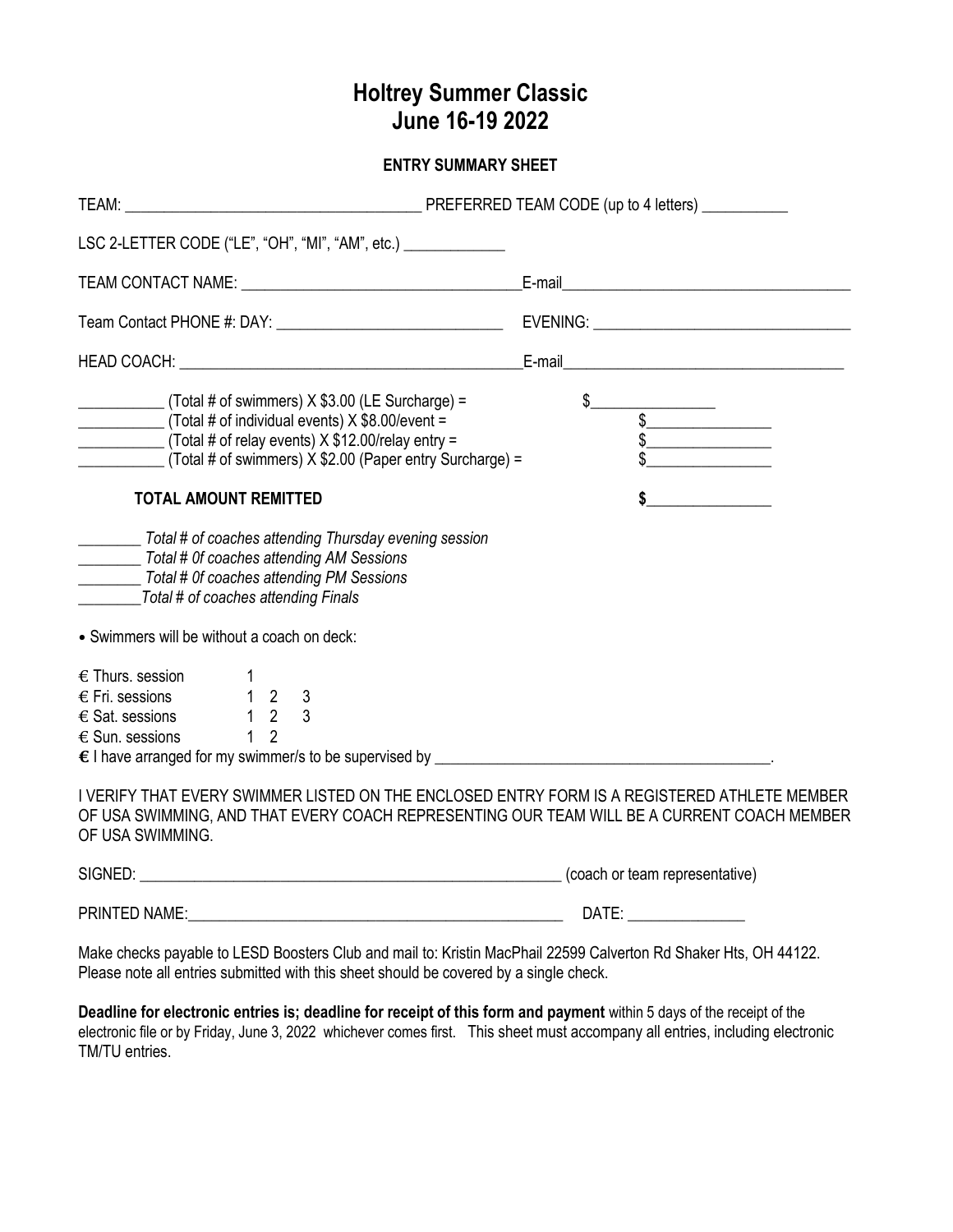# Holtrey Summer Classic
# June 16-19 2022

**ENTRY SUMMARY SHEET**

TEAM: ______________________________________ PREFERRED TEAM CODE (up to 4 letters) ___________

LSC 2-LETTER CODE ("LE", "OH", "MI", "AM", etc.) _____________

TEAM CONTACT NAME: ___________________________________E-mail_____________________________________

Team Contact PHONE #: DAY: ____________________________ EVENING: ________________________________

HEAD COACH: ___________________________________________E-mail___________________________________

___________ (Total # of swimmers) X $3.00 (LE Surcharge) = $________________
___________ (Total # of individual events) X $8.00/event = $________________
___________ (Total # of relay events) X $12.00/relay entry = $________________
___________ (Total # of swimmers) X $2.00 (Paper entry Surcharge) = $________________

**TOTAL AMOUNT REMITTED** **$________________**

________ *Total # of coaches attending Thursday evening session*
________ *Total # 0f coaches attending AM Sessions*
________ *Total # 0f coaches attending PM Sessions*
________*Total # of coaches attending Finals*

- Swimmers will be without a coach on deck:

€ Thurs. session 1
€ Fri. sessions 1 2 3
€ Sat. sessions 1 2 3
€ Sun. sessions 1 2
**€** I have arranged for my swimmer/s to be supervised by ___________________________________________.

I VERIFY THAT EVERY SWIMMER LISTED ON THE ENCLOSED ENTRY FORM IS A REGISTERED ATHLETE MEMBER OF USA SWIMMING, AND THAT EVERY COACH REPRESENTING OUR TEAM WILL BE A CURRENT COACH MEMBER OF USA SWIMMING.

SIGNED: ________________________________________________________ (coach or team representative)

PRINTED NAME:__________________________________________________ DATE: _______________

Make checks payable to LESD Boosters Club and mail to: Kristin MacPhail 22599 Calverton Rd Shaker Hts, OH 44122. Please note all entries submitted with this sheet should be covered by a single check.

**Deadline for electronic entries is; deadline for receipt of this form and payment** within 5 days of the receipt of the electronic file or by Friday, June 3, 2022 whichever comes first. This sheet must accompany all entries, including electronic TM/TU entries.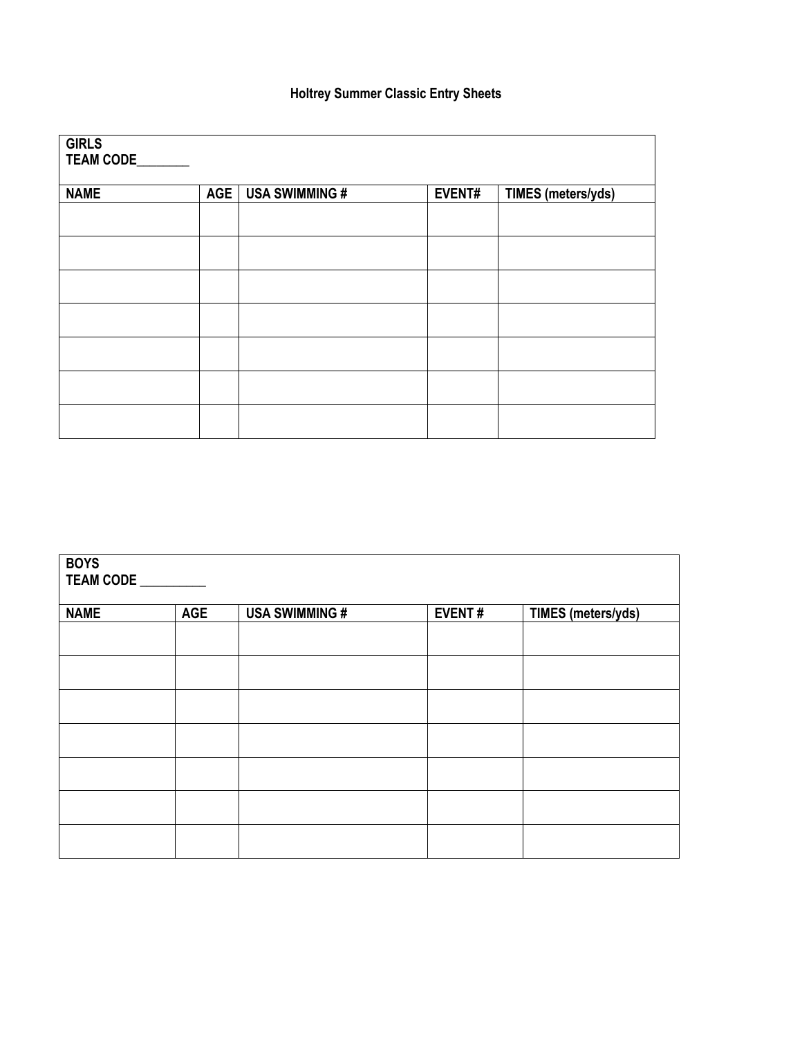# Holtrey Summer Classic Entry Sheets

| GIRLS<br>TEAM CODE________ | | | | |
|---|---|---|---|---|
| **NAME** | **AGE** | **USA SWIMMING #** | **EVENT#** | **TIMES (meters/yds)** |
| | | | | |
| | | | | |
| | | | | |
| | | | | |
| | | | | |
| | | | | |
| | | | | |

| BOYS<br>TEAM CODE __________ | | | | |
|---|---|---|---|---|
| **NAME** | **AGE** | **USA SWIMMING #** | **EVENT #** | **TIMES (meters/yds)** |
| | | | | |
| | | | | |
| | | | | |
| | | | | |
| | | | | |
| | | | | |
| | | | | |